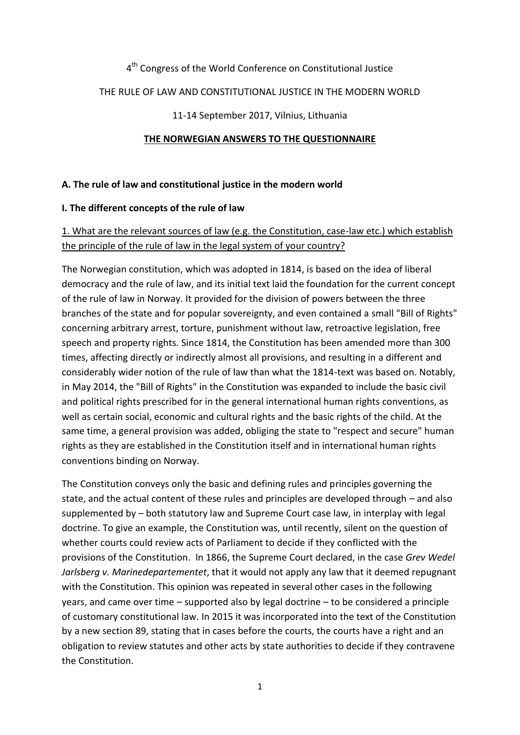4th Congress of the World Conference on Constitutional Justice

THE RULE OF LAW AND CONSTITUTIONAL JUSTICE IN THE MODERN WORLD

11-14 September 2017, Vilnius, Lithuania

**THE NORWEGIAN ANSWERS TO THE QUESTIONNAIRE**

## A. The rule of law and constitutional justice in the modern world

### I. The different concepts of the rule of law

1. What are the relevant sources of law (e.g. the Constitution, case-law etc.) which establish the principle of the rule of law in the legal system of your country?

The Norwegian constitution, which was adopted in 1814, is based on the idea of liberal democracy and the rule of law, and its initial text laid the foundation for the current concept of the rule of law in Norway. It provided for the division of powers between the three branches of the state and for popular sovereignty, and even contained a small "Bill of Rights" concerning arbitrary arrest, torture, punishment without law, retroactive legislation, free speech and property rights. Since 1814, the Constitution has been amended more than 300 times, affecting directly or indirectly almost all provisions, and resulting in a different and considerably wider notion of the rule of law than what the 1814-text was based on. Notably, in May 2014, the "Bill of Rights" in the Constitution was expanded to include the basic civil and political rights prescribed for in the general international human rights conventions, as well as certain social, economic and cultural rights and the basic rights of the child. At the same time, a general provision was added, obliging the state to "respect and secure" human rights as they are established in the Constitution itself and in international human rights conventions binding on Norway.

The Constitution conveys only the basic and defining rules and principles governing the state, and the actual content of these rules and principles are developed through – and also supplemented by – both statutory law and Supreme Court case law, in interplay with legal doctrine. To give an example, the Constitution was, until recently, silent on the question of whether courts could review acts of Parliament to decide if they conflicted with the provisions of the Constitution. In 1866, the Supreme Court declared, in the case *Grev Wedel Jarlsberg v. Marinedepartementet*, that it would not apply any law that it deemed repugnant with the Constitution. This opinion was repeated in several other cases in the following years, and came over time – supported also by legal doctrine – to be considered a principle of customary constitutional law. In 2015 it was incorporated into the text of the Constitution by a new section 89, stating that in cases before the courts, the courts have a right and an obligation to review statutes and other acts by state authorities to decide if they contravene the Constitution.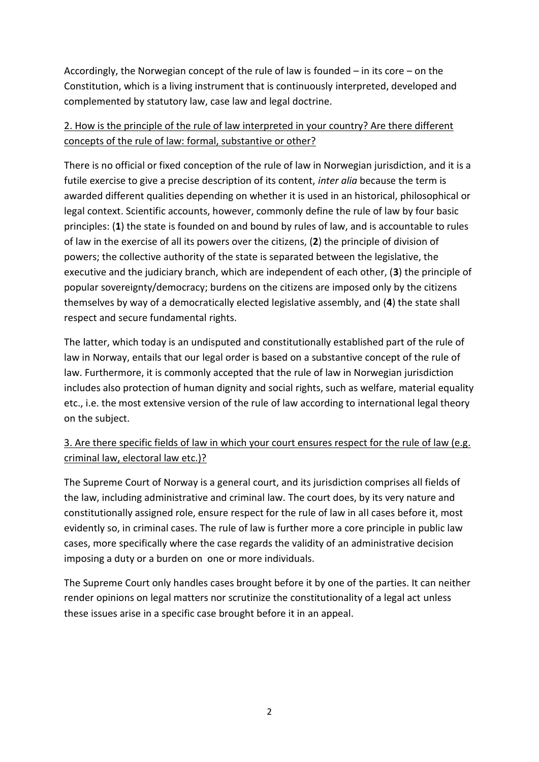Accordingly, the Norwegian concept of the rule of law is founded – in its core – on the Constitution, which is a living instrument that is continuously interpreted, developed and complemented by statutory law, case law and legal doctrine.

<u>2. How is the principle of the rule of law interpreted in your country? Are there different concepts of the rule of law: formal, substantive or other?</u>

There is no official or fixed conception of the rule of law in Norwegian jurisdiction, and it is a futile exercise to give a precise description of its content, *inter alia* because the term is awarded different qualities depending on whether it is used in an historical, philosophical or legal context. Scientific accounts, however, commonly define the rule of law by four basic principles: (**1**) the state is founded on and bound by rules of law, and is accountable to rules of law in the exercise of all its powers over the citizens, (**2**) the principle of division of powers; the collective authority of the state is separated between the legislative, the executive and the judiciary branch, which are independent of each other, (**3**) the principle of popular sovereignty/democracy; burdens on the citizens are imposed only by the citizens themselves by way of a democratically elected legislative assembly, and (**4**) the state shall respect and secure fundamental rights.

The latter, which today is an undisputed and constitutionally established part of the rule of law in Norway, entails that our legal order is based on a substantive concept of the rule of law. Furthermore, it is commonly accepted that the rule of law in Norwegian jurisdiction includes also protection of human dignity and social rights, such as welfare, material equality etc., i.e. the most extensive version of the rule of law according to international legal theory on the subject.

<u>3. Are there specific fields of law in which your court ensures respect for the rule of law (e.g. criminal law, electoral law etc.)?</u>

The Supreme Court of Norway is a general court, and its jurisdiction comprises all fields of the law, including administrative and criminal law. The court does, by its very nature and constitutionally assigned role, ensure respect for the rule of law in all cases before it, most evidently so, in criminal cases. The rule of law is further more a core principle in public law cases, more specifically where the case regards the validity of an administrative decision imposing a duty or a burden on one or more individuals.

The Supreme Court only handles cases brought before it by one of the parties. It can neither render opinions on legal matters nor scrutinize the constitutionality of a legal act unless these issues arise in a specific case brought before it in an appeal.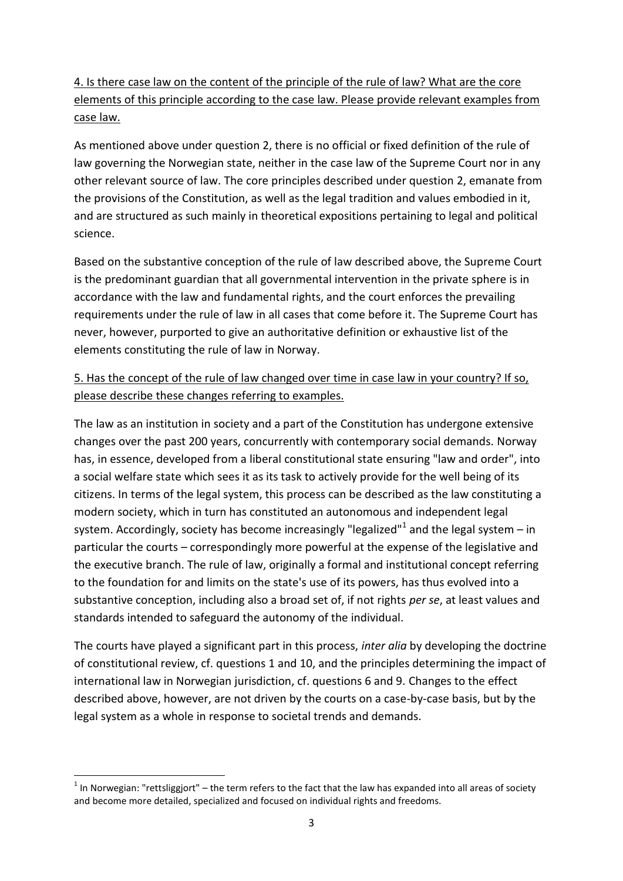4. Is there case law on the content of the principle of the rule of law? What are the core elements of this principle according to the case law. Please provide relevant examples from case law.

As mentioned above under question 2, there is no official or fixed definition of the rule of law governing the Norwegian state, neither in the case law of the Supreme Court nor in any other relevant source of law. The core principles described under question 2, emanate from the provisions of the Constitution, as well as the legal tradition and values embodied in it, and are structured as such mainly in theoretical expositions pertaining to legal and political science.

Based on the substantive conception of the rule of law described above, the Supreme Court is the predominant guardian that all governmental intervention in the private sphere is in accordance with the law and fundamental rights, and the court enforces the prevailing requirements under the rule of law in all cases that come before it. The Supreme Court has never, however, purported to give an authoritative definition or exhaustive list of the elements constituting the rule of law in Norway.

5. Has the concept of the rule of law changed over time in case law in your country? If so, please describe these changes referring to examples.

The law as an institution in society and a part of the Constitution has undergone extensive changes over the past 200 years, concurrently with contemporary social demands. Norway has, in essence, developed from a liberal constitutional state ensuring "law and order", into a social welfare state which sees it as its task to actively provide for the well being of its citizens. In terms of the legal system, this process can be described as the law constituting a modern society, which in turn has constituted an autonomous and independent legal system. Accordingly, society has become increasingly "legalized"[1] and the legal system – in particular the courts – correspondingly more powerful at the expense of the legislative and the executive branch. The rule of law, originally a formal and institutional concept referring to the foundation for and limits on the state's use of its powers, has thus evolved into a substantive conception, including also a broad set of, if not rights *per se*, at least values and standards intended to safeguard the autonomy of the individual.

The courts have played a significant part in this process, *inter alia* by developing the doctrine of constitutional review, cf. questions 1 and 10, and the principles determining the impact of international law in Norwegian jurisdiction, cf. questions 6 and 9. Changes to the effect described above, however, are not driven by the courts on a case-by-case basis, but by the legal system as a whole in response to societal trends and demands.

[1] In Norwegian: "rettsliggjort" – the term refers to the fact that the law has expanded into all areas of society and become more detailed, specialized and focused on individual rights and freedoms.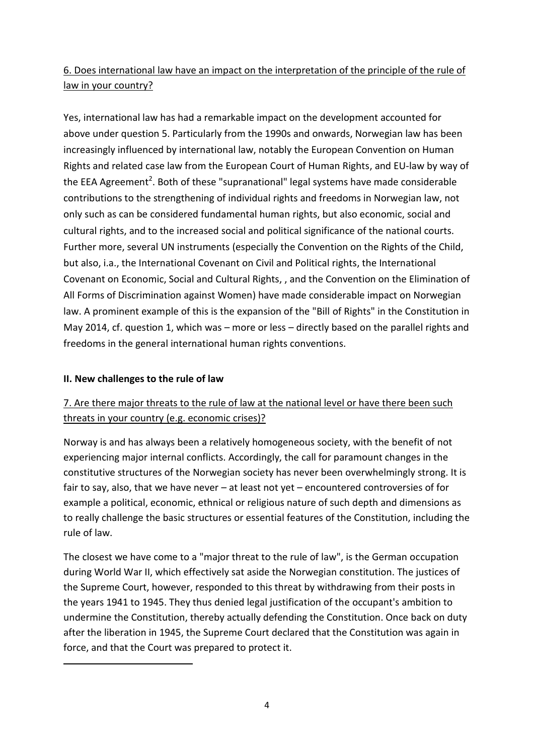6. Does international law have an impact on the interpretation of the principle of the rule of law in your country?

Yes, international law has had a remarkable impact on the development accounted for above under question 5. Particularly from the 1990s and onwards, Norwegian law has been increasingly influenced by international law, notably the European Convention on Human Rights and related case law from the European Court of Human Rights, and EU-law by way of the EEA Agreement[2]. Both of these "supranational" legal systems have made considerable contributions to the strengthening of individual rights and freedoms in Norwegian law, not only such as can be considered fundamental human rights, but also economic, social and cultural rights, and to the increased social and political significance of the national courts. Further more, several UN instruments (especially the Convention on the Rights of the Child, but also, i.a., the International Covenant on Civil and Political rights, the International Covenant on Economic, Social and Cultural Rights, , and the Convention on the Elimination of All Forms of Discrimination against Women) have made considerable impact on Norwegian law. A prominent example of this is the expansion of the "Bill of Rights" in the Constitution in May 2014, cf. question 1, which was – more or less – directly based on the parallel rights and freedoms in the general international human rights conventions.

## II. New challenges to the rule of law

7. Are there major threats to the rule of law at the national level or have there been such threats in your country (e.g. economic crises)?

Norway is and has always been a relatively homogeneous society, with the benefit of not experiencing major internal conflicts. Accordingly, the call for paramount changes in the constitutive structures of the Norwegian society has never been overwhelmingly strong. It is fair to say, also, that we have never – at least not yet – encountered controversies of for example a political, economic, ethnical or religious nature of such depth and dimensions as to really challenge the basic structures or essential features of the Constitution, including the rule of law.

The closest we have come to a "major threat to the rule of law", is the German occupation during World War II, which effectively sat aside the Norwegian constitution. The justices of the Supreme Court, however, responded to this threat by withdrawing from their posts in the years 1941 to 1945. They thus denied legal justification of the occupant's ambition to undermine the Constitution, thereby actually defending the Constitution. Once back on duty after the liberation in 1945, the Supreme Court declared that the Constitution was again in force, and that the Court was prepared to protect it.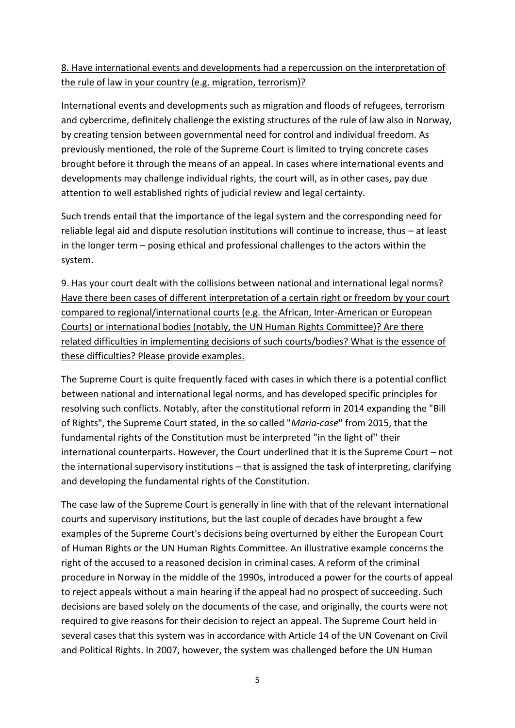<u>8. Have international events and developments had a repercussion on the interpretation of the rule of law in your country (e.g. migration, terrorism)?</u>

International events and developments such as migration and floods of refugees, terrorism and cybercrime, definitely challenge the existing structures of the rule of law also in Norway, by creating tension between governmental need for control and individual freedom. As previously mentioned, the role of the Supreme Court is limited to trying concrete cases brought before it through the means of an appeal. In cases where international events and developments may challenge individual rights, the court will, as in other cases, pay due attention to well established rights of judicial review and legal certainty.

Such trends entail that the importance of the legal system and the corresponding need for reliable legal aid and dispute resolution institutions will continue to increase, thus – at least in the longer term – posing ethical and professional challenges to the actors within the system.

<u>9. Has your court dealt with the collisions between national and international legal norms? Have there been cases of different interpretation of a certain right or freedom by your court compared to regional/international courts (e.g. the African, Inter-American or European Courts) or international bodies (notably, the UN Human Rights Committee)? Are there related difficulties in implementing decisions of such courts/bodies? What is the essence of these difficulties? Please provide examples.</u>

The Supreme Court is quite frequently faced with cases in which there is a potential conflict between national and international legal norms, and has developed specific principles for resolving such conflicts. Notably, after the constitutional reform in 2014 expanding the "Bill of Rights", the Supreme Court stated, in the so called "*Maria-case*" from 2015, that the fundamental rights of the Constitution must be interpreted "in the light of" their international counterparts. However, the Court underlined that it is the Supreme Court – not the international supervisory institutions – that is assigned the task of interpreting, clarifying and developing the fundamental rights of the Constitution.

The case law of the Supreme Court is generally in line with that of the relevant international courts and supervisory institutions, but the last couple of decades have brought a few examples of the Supreme Court's decisions being overturned by either the European Court of Human Rights or the UN Human Rights Committee. An illustrative example concerns the right of the accused to a reasoned decision in criminal cases. A reform of the criminal procedure in Norway in the middle of the 1990s, introduced a power for the courts of appeal to reject appeals without a main hearing if the appeal had no prospect of succeeding. Such decisions are based solely on the documents of the case, and originally, the courts were not required to give reasons for their decision to reject an appeal. The Supreme Court held in several cases that this system was in accordance with Article 14 of the UN Covenant on Civil and Political Rights. In 2007, however, the system was challenged before the UN Human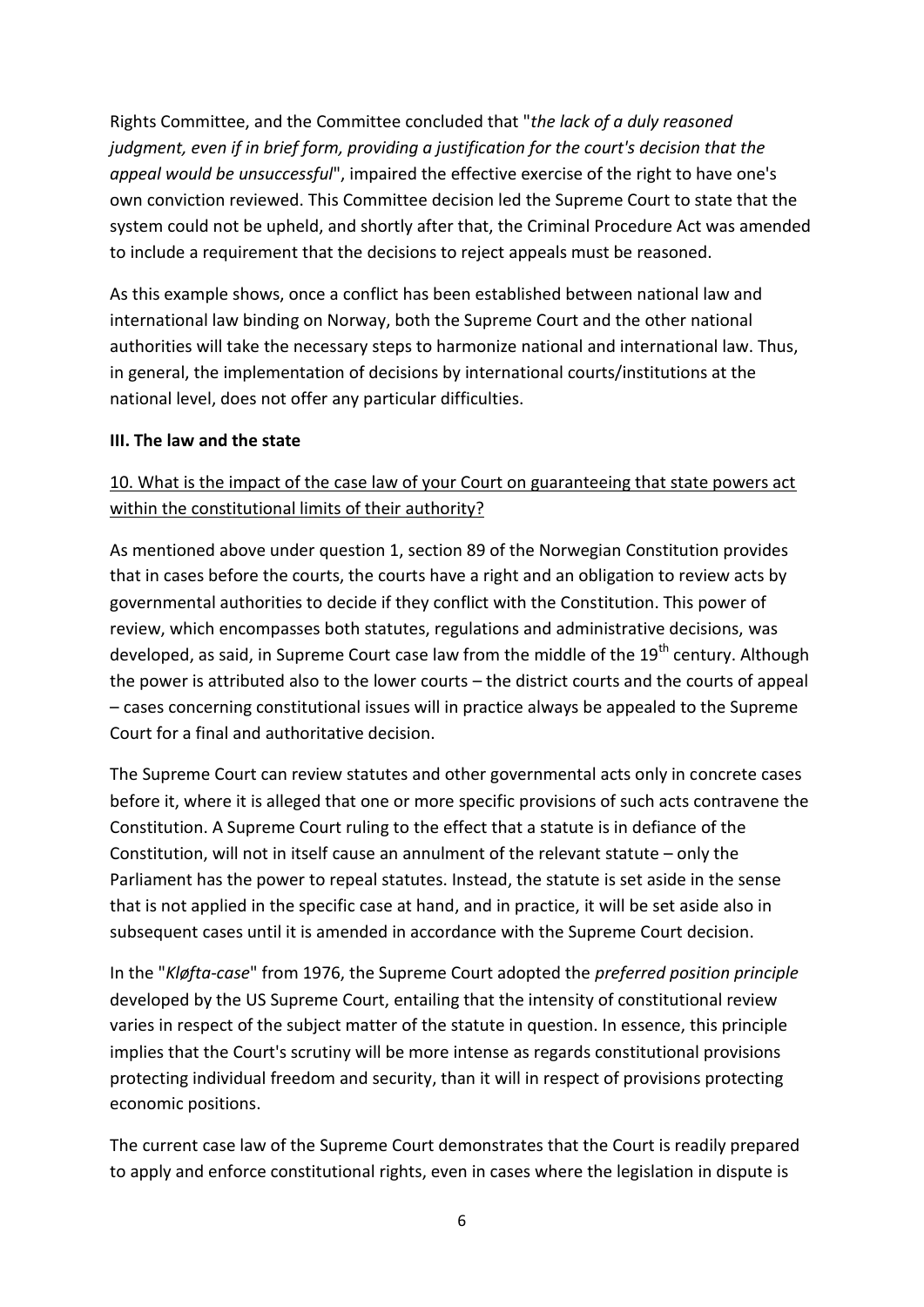Rights Committee, and the Committee concluded that "*the lack of a duly reasoned judgment, even if in brief form, providing a justification for the court's decision that the appeal would be unsuccessful*", impaired the effective exercise of the right to have one's own conviction reviewed. This Committee decision led the Supreme Court to state that the system could not be upheld, and shortly after that, the Criminal Procedure Act was amended to include a requirement that the decisions to reject appeals must be reasoned.

As this example shows, once a conflict has been established between national law and international law binding on Norway, both the Supreme Court and the other national authorities will take the necessary steps to harmonize national and international law. Thus, in general, the implementation of decisions by international courts/institutions at the national level, does not offer any particular difficulties.

**III. The law and the state**

<u>10. What is the impact of the case law of your Court on guaranteeing that state powers act within the constitutional limits of their authority?</u>

As mentioned above under question 1, section 89 of the Norwegian Constitution provides that in cases before the courts, the courts have a right and an obligation to review acts by governmental authorities to decide if they conflict with the Constitution. This power of review, which encompasses both statutes, regulations and administrative decisions, was developed, as said, in Supreme Court case law from the middle of the 19th century. Although the power is attributed also to the lower courts – the district courts and the courts of appeal – cases concerning constitutional issues will in practice always be appealed to the Supreme Court for a final and authoritative decision.

The Supreme Court can review statutes and other governmental acts only in concrete cases before it, where it is alleged that one or more specific provisions of such acts contravene the Constitution. A Supreme Court ruling to the effect that a statute is in defiance of the Constitution, will not in itself cause an annulment of the relevant statute – only the Parliament has the power to repeal statutes. Instead, the statute is set aside in the sense that is not applied in the specific case at hand, and in practice, it will be set aside also in subsequent cases until it is amended in accordance with the Supreme Court decision.

In the "*Kløfta-case*" from 1976, the Supreme Court adopted the *preferred position principle* developed by the US Supreme Court, entailing that the intensity of constitutional review varies in respect of the subject matter of the statute in question. In essence, this principle implies that the Court's scrutiny will be more intense as regards constitutional provisions protecting individual freedom and security, than it will in respect of provisions protecting economic positions.

The current case law of the Supreme Court demonstrates that the Court is readily prepared to apply and enforce constitutional rights, even in cases where the legislation in dispute is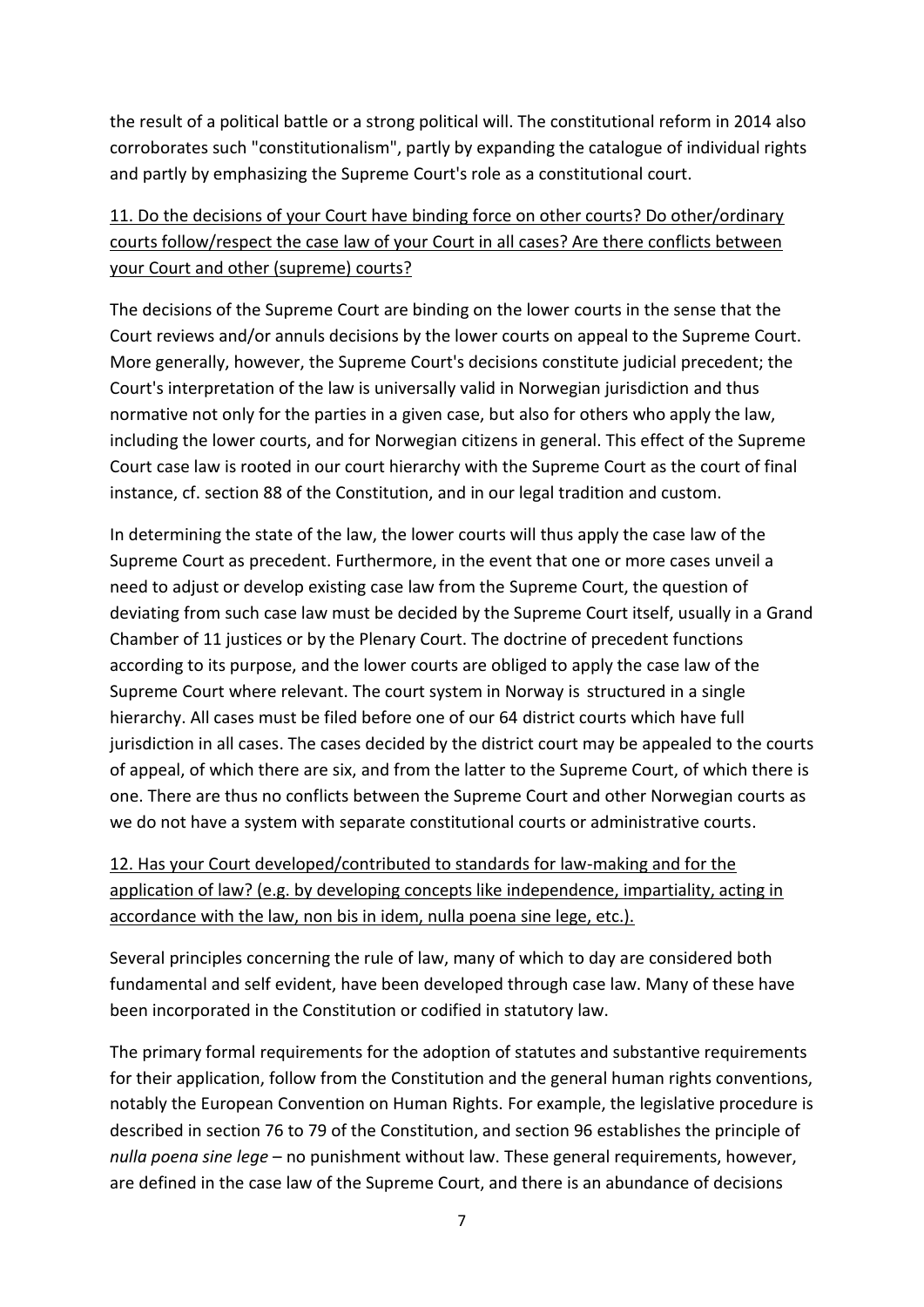the result of a political battle or a strong political will. The constitutional reform in 2014 also corroborates such "constitutionalism", partly by expanding the catalogue of individual rights and partly by emphasizing the Supreme Court's role as a constitutional court.

<u>11. Do the decisions of your Court have binding force on other courts? Do other/ordinary courts follow/respect the case law of your Court in all cases? Are there conflicts between your Court and other (supreme) courts?</u>

The decisions of the Supreme Court are binding on the lower courts in the sense that the Court reviews and/or annuls decisions by the lower courts on appeal to the Supreme Court. More generally, however, the Supreme Court's decisions constitute judicial precedent; the Court's interpretation of the law is universally valid in Norwegian jurisdiction and thus normative not only for the parties in a given case, but also for others who apply the law, including the lower courts, and for Norwegian citizens in general. This effect of the Supreme Court case law is rooted in our court hierarchy with the Supreme Court as the court of final instance, cf. section 88 of the Constitution, and in our legal tradition and custom.

In determining the state of the law, the lower courts will thus apply the case law of the Supreme Court as precedent. Furthermore, in the event that one or more cases unveil a need to adjust or develop existing case law from the Supreme Court, the question of deviating from such case law must be decided by the Supreme Court itself, usually in a Grand Chamber of 11 justices or by the Plenary Court. The doctrine of precedent functions according to its purpose, and the lower courts are obliged to apply the case law of the Supreme Court where relevant. The court system in Norway is structured in a single hierarchy. All cases must be filed before one of our 64 district courts which have full jurisdiction in all cases. The cases decided by the district court may be appealed to the courts of appeal, of which there are six, and from the latter to the Supreme Court, of which there is one. There are thus no conflicts between the Supreme Court and other Norwegian courts as we do not have a system with separate constitutional courts or administrative courts.

<u>12. Has your Court developed/contributed to standards for law-making and for the application of law? (e.g. by developing concepts like independence, impartiality, acting in accordance with the law, non bis in idem, nulla poena sine lege, etc.).</u>

Several principles concerning the rule of law, many of which to day are considered both fundamental and self evident, have been developed through case law. Many of these have been incorporated in the Constitution or codified in statutory law.

The primary formal requirements for the adoption of statutes and substantive requirements for their application, follow from the Constitution and the general human rights conventions, notably the European Convention on Human Rights. For example, the legislative procedure is described in section 76 to 79 of the Constitution, and section 96 establishes the principle of *nulla poena sine lege* – no punishment without law. These general requirements, however, are defined in the case law of the Supreme Court, and there is an abundance of decisions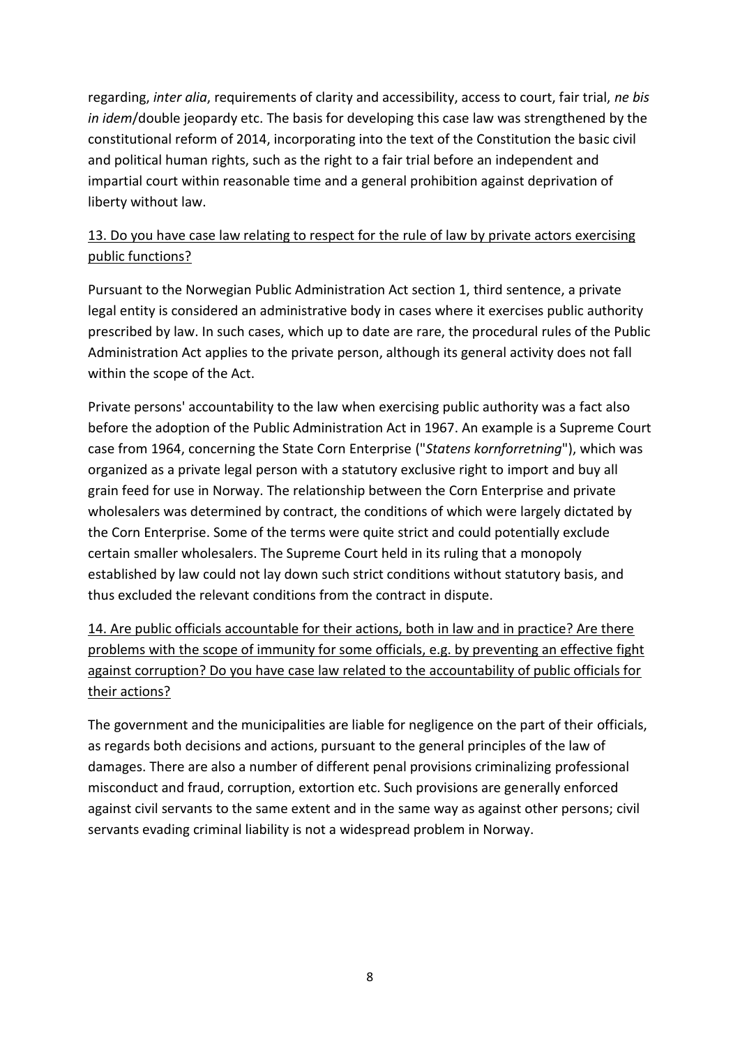regarding, *inter alia*, requirements of clarity and accessibility, access to court, fair trial, *ne bis in idem*/double jeopardy etc. The basis for developing this case law was strengthened by the constitutional reform of 2014, incorporating into the text of the Constitution the basic civil and political human rights, such as the right to a fair trial before an independent and impartial court within reasonable time and a general prohibition against deprivation of liberty without law.

<u>13. Do you have case law relating to respect for the rule of law by private actors exercising public functions?</u>

Pursuant to the Norwegian Public Administration Act section 1, third sentence, a private legal entity is considered an administrative body in cases where it exercises public authority prescribed by law. In such cases, which up to date are rare, the procedural rules of the Public Administration Act applies to the private person, although its general activity does not fall within the scope of the Act.

Private persons' accountability to the law when exercising public authority was a fact also before the adoption of the Public Administration Act in 1967. An example is a Supreme Court case from 1964, concerning the State Corn Enterprise ("*Statens kornforretning*"), which was organized as a private legal person with a statutory exclusive right to import and buy all grain feed for use in Norway. The relationship between the Corn Enterprise and private wholesalers was determined by contract, the conditions of which were largely dictated by the Corn Enterprise. Some of the terms were quite strict and could potentially exclude certain smaller wholesalers. The Supreme Court held in its ruling that a monopoly established by law could not lay down such strict conditions without statutory basis, and thus excluded the relevant conditions from the contract in dispute.

<u>14. Are public officials accountable for their actions, both in law and in practice? Are there problems with the scope of immunity for some officials, e.g. by preventing an effective fight against corruption? Do you have case law related to the accountability of public officials for their actions?</u>

The government and the municipalities are liable for negligence on the part of their officials, as regards both decisions and actions, pursuant to the general principles of the law of damages. There are also a number of different penal provisions criminalizing professional misconduct and fraud, corruption, extortion etc. Such provisions are generally enforced against civil servants to the same extent and in the same way as against other persons; civil servants evading criminal liability is not a widespread problem in Norway.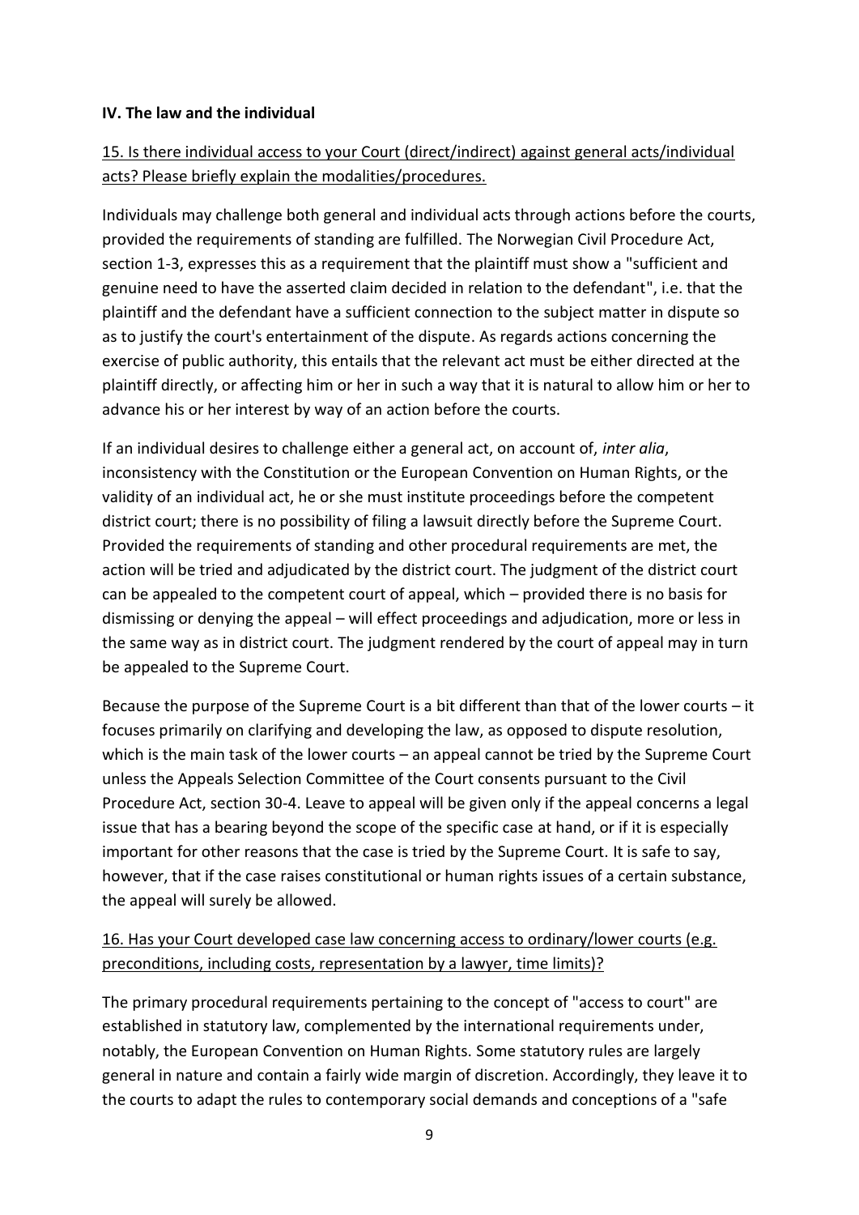**IV. The law and the individual**

15. Is there individual access to your Court (direct/indirect) against general acts/individual acts? Please briefly explain the modalities/procedures.

Individuals may challenge both general and individual acts through actions before the courts, provided the requirements of standing are fulfilled. The Norwegian Civil Procedure Act, section 1-3, expresses this as a requirement that the plaintiff must show a "sufficient and genuine need to have the asserted claim decided in relation to the defendant", i.e. that the plaintiff and the defendant have a sufficient connection to the subject matter in dispute so as to justify the court's entertainment of the dispute. As regards actions concerning the exercise of public authority, this entails that the relevant act must be either directed at the plaintiff directly, or affecting him or her in such a way that it is natural to allow him or her to advance his or her interest by way of an action before the courts.

If an individual desires to challenge either a general act, on account of, *inter alia*, inconsistency with the Constitution or the European Convention on Human Rights, or the validity of an individual act, he or she must institute proceedings before the competent district court; there is no possibility of filing a lawsuit directly before the Supreme Court. Provided the requirements of standing and other procedural requirements are met, the action will be tried and adjudicated by the district court. The judgment of the district court can be appealed to the competent court of appeal, which – provided there is no basis for dismissing or denying the appeal – will effect proceedings and adjudication, more or less in the same way as in district court. The judgment rendered by the court of appeal may in turn be appealed to the Supreme Court.

Because the purpose of the Supreme Court is a bit different than that of the lower courts – it focuses primarily on clarifying and developing the law, as opposed to dispute resolution, which is the main task of the lower courts – an appeal cannot be tried by the Supreme Court unless the Appeals Selection Committee of the Court consents pursuant to the Civil Procedure Act, section 30-4. Leave to appeal will be given only if the appeal concerns a legal issue that has a bearing beyond the scope of the specific case at hand, or if it is especially important for other reasons that the case is tried by the Supreme Court. It is safe to say, however, that if the case raises constitutional or human rights issues of a certain substance, the appeal will surely be allowed.

16. Has your Court developed case law concerning access to ordinary/lower courts (e.g. preconditions, including costs, representation by a lawyer, time limits)?

The primary procedural requirements pertaining to the concept of "access to court" are established in statutory law, complemented by the international requirements under, notably, the European Convention on Human Rights. Some statutory rules are largely general in nature and contain a fairly wide margin of discretion. Accordingly, they leave it to the courts to adapt the rules to contemporary social demands and conceptions of a "safe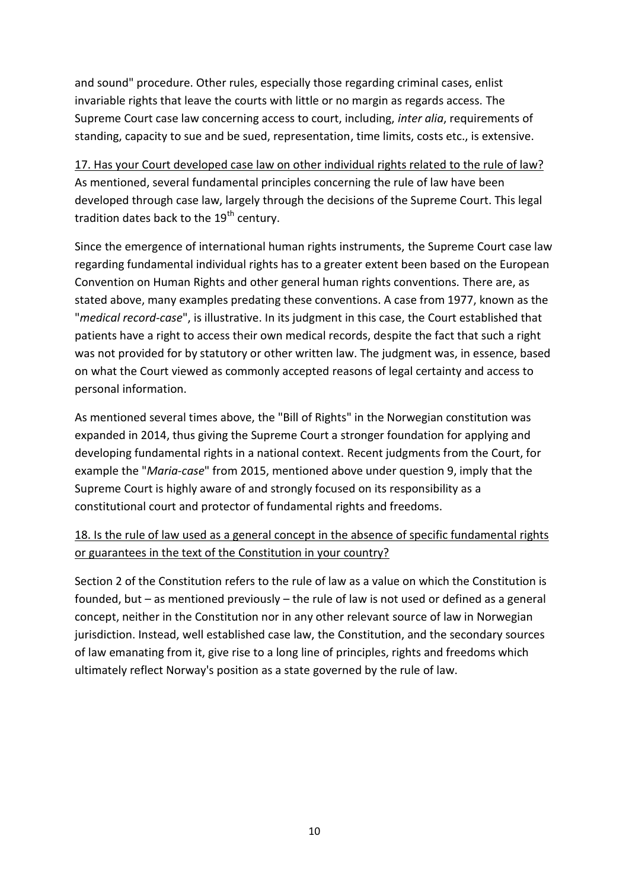and sound" procedure. Other rules, especially those regarding criminal cases, enlist invariable rights that leave the courts with little or no margin as regards access. The Supreme Court case law concerning access to court, including, *inter alia*, requirements of standing, capacity to sue and be sued, representation, time limits, costs etc., is extensive.

<u>17. Has your Court developed case law on other individual rights related to the rule of law?</u>
As mentioned, several fundamental principles concerning the rule of law have been developed through case law, largely through the decisions of the Supreme Court. This legal tradition dates back to the 19th century.

Since the emergence of international human rights instruments, the Supreme Court case law regarding fundamental individual rights has to a greater extent been based on the European Convention on Human Rights and other general human rights conventions. There are, as stated above, many examples predating these conventions. A case from 1977, known as the "*medical record-case*", is illustrative. In its judgment in this case, the Court established that patients have a right to access their own medical records, despite the fact that such a right was not provided for by statutory or other written law. The judgment was, in essence, based on what the Court viewed as commonly accepted reasons of legal certainty and access to personal information.

As mentioned several times above, the "Bill of Rights" in the Norwegian constitution was expanded in 2014, thus giving the Supreme Court a stronger foundation for applying and developing fundamental rights in a national context. Recent judgments from the Court, for example the "*Maria-case*" from 2015, mentioned above under question 9, imply that the Supreme Court is highly aware of and strongly focused on its responsibility as a constitutional court and protector of fundamental rights and freedoms.

<u>18. Is the rule of law used as a general concept in the absence of specific fundamental rights or guarantees in the text of the Constitution in your country?</u>

Section 2 of the Constitution refers to the rule of law as a value on which the Constitution is founded, but – as mentioned previously – the rule of law is not used or defined as a general concept, neither in the Constitution nor in any other relevant source of law in Norwegian jurisdiction. Instead, well established case law, the Constitution, and the secondary sources of law emanating from it, give rise to a long line of principles, rights and freedoms which ultimately reflect Norway's position as a state governed by the rule of law.